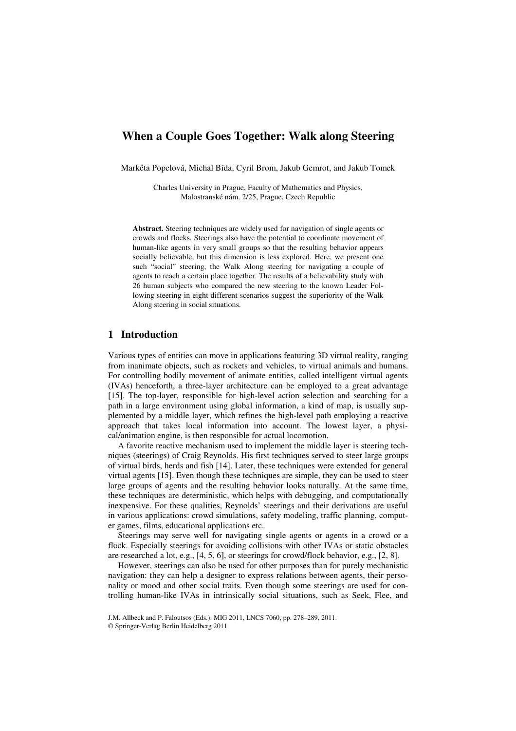# When a Couple Goes Together: Walk along Steering

Markéta Popelová, Michal Bída, Cyril Brom, Jakub Gemrot, and Jakub Tomek

Charles University in Prague, Faculty of Mathematics and Physics,
Malostranské nám. 2/25, Prague, Czech Republic

**Abstract.** Steering techniques are widely used for navigation of single agents or crowds and flocks. Steerings also have the potential to coordinate movement of human-like agents in very small groups so that the resulting behavior appears socially believable, but this dimension is less explored. Here, we present one such "social" steering, the Walk Along steering for navigating a couple of agents to reach a certain place together. The results of a believability study with 26 human subjects who compared the new steering to the known Leader Following steering in eight different scenarios suggest the superiority of the Walk Along steering in social situations.

## 1 Introduction

Various types of entities can move in applications featuring 3D virtual reality, ranging from inanimate objects, such as rockets and vehicles, to virtual animals and humans. For controlling bodily movement of animate entities, called intelligent virtual agents (IVAs) henceforth, a three-layer architecture can be employed to a great advantage [15]. The top-layer, responsible for high-level action selection and searching for a path in a large environment using global information, a kind of map, is usually supplemented by a middle layer, which refines the high-level path employing a reactive approach that takes local information into account. The lowest layer, a physical/animation engine, is then responsible for actual locomotion.

A favorite reactive mechanism used to implement the middle layer is steering techniques (steerings) of Craig Reynolds. His first techniques served to steer large groups of virtual birds, herds and fish [14]. Later, these techniques were extended for general virtual agents [15]. Even though these techniques are simple, they can be used to steer large groups of agents and the resulting behavior looks naturally. At the same time, these techniques are deterministic, which helps with debugging, and computationally inexpensive. For these qualities, Reynolds' steerings and their derivations are useful in various applications: crowd simulations, safety modeling, traffic planning, computer games, films, educational applications etc.

Steerings may serve well for navigating single agents or agents in a crowd or a flock. Especially steerings for avoiding collisions with other IVAs or static obstacles are researched a lot, e.g., [4, 5, 6], or steerings for crowd/flock behavior, e.g., [2, 8].

However, steerings can also be used for other purposes than for purely mechanistic navigation: they can help a designer to express relations between agents, their personality or mood and other social traits. Even though some steerings are used for controlling human-like IVAs in intrinsically social situations, such as Seek, Flee, and

J.M. Allbeck and P. Faloutsos (Eds.): MIG 2011, LNCS 7060, pp. 278–289, 2011.
© Springer-Verlag Berlin Heidelberg 2011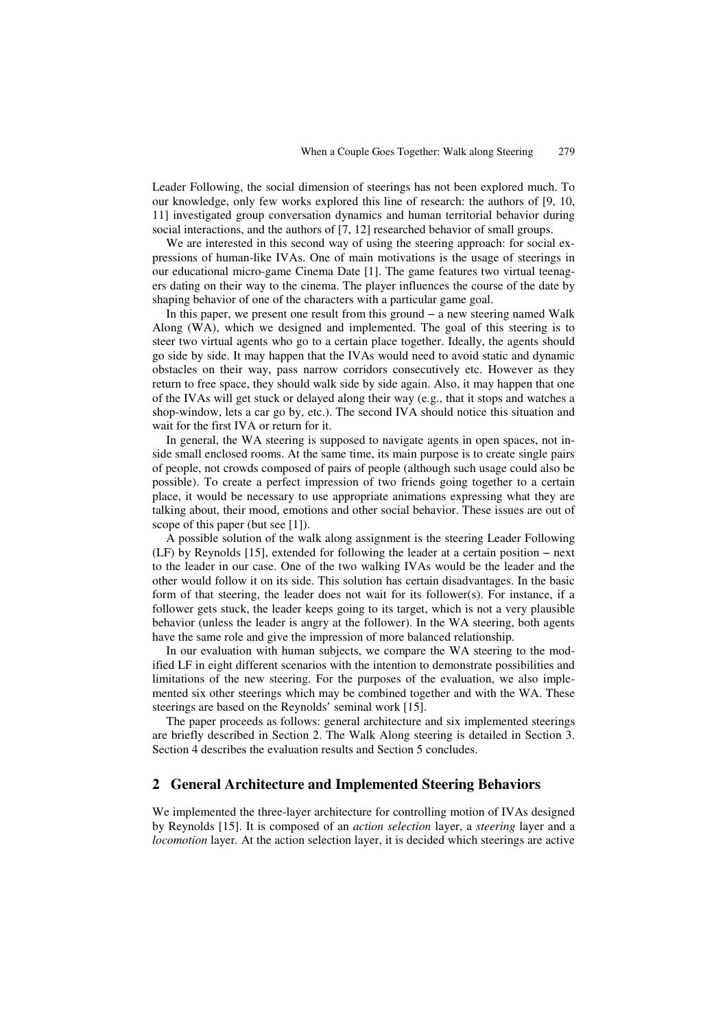Leader Following, the social dimension of steerings has not been explored much. To our knowledge, only few works explored this line of research: the authors of [9, 10, 11] investigated group conversation dynamics and human territorial behavior during social interactions, and the authors of [7, 12] researched behavior of small groups.

We are interested in this second way of using the steering approach: for social expressions of human-like IVAs. One of main motivations is the usage of steerings in our educational micro-game Cinema Date [1]. The game features two virtual teenagers dating on their way to the cinema. The player influences the course of the date by shaping behavior of one of the characters with a particular game goal.

In this paper, we present one result from this ground – a new steering named Walk Along (WA), which we designed and implemented. The goal of this steering is to steer two virtual agents who go to a certain place together. Ideally, the agents should go side by side. It may happen that the IVAs would need to avoid static and dynamic obstacles on their way, pass narrow corridors consecutively etc. However as they return to free space, they should walk side by side again. Also, it may happen that one of the IVAs will get stuck or delayed along their way (e.g., that it stops and watches a shop-window, lets a car go by, etc.). The second IVA should notice this situation and wait for the first IVA or return for it.

In general, the WA steering is supposed to navigate agents in open spaces, not inside small enclosed rooms. At the same time, its main purpose is to create single pairs of people, not crowds composed of pairs of people (although such usage could also be possible). To create a perfect impression of two friends going together to a certain place, it would be necessary to use appropriate animations expressing what they are talking about, their mood, emotions and other social behavior. These issues are out of scope of this paper (but see [1]).

A possible solution of the walk along assignment is the steering Leader Following (LF) by Reynolds [15], extended for following the leader at a certain position – next to the leader in our case. One of the two walking IVAs would be the leader and the other would follow it on its side. This solution has certain disadvantages. In the basic form of that steering, the leader does not wait for its follower(s). For instance, if a follower gets stuck, the leader keeps going to its target, which is not a very plausible behavior (unless the leader is angry at the follower). In the WA steering, both agents have the same role and give the impression of more balanced relationship.

In our evaluation with human subjects, we compare the WA steering to the modified LF in eight different scenarios with the intention to demonstrate possibilities and limitations of the new steering. For the purposes of the evaluation, we also implemented six other steerings which may be combined together and with the WA. These steerings are based on the Reynolds' seminal work [15].

The paper proceeds as follows: general architecture and six implemented steerings are briefly described in Section 2. The Walk Along steering is detailed in Section 3. Section 4 describes the evaluation results and Section 5 concludes.

## 2 General Architecture and Implemented Steering Behaviors

We implemented the three-layer architecture for controlling motion of IVAs designed by Reynolds [15]. It is composed of an *action selection* layer, a *steering* layer and a *locomotion* layer. At the action selection layer, it is decided which steerings are active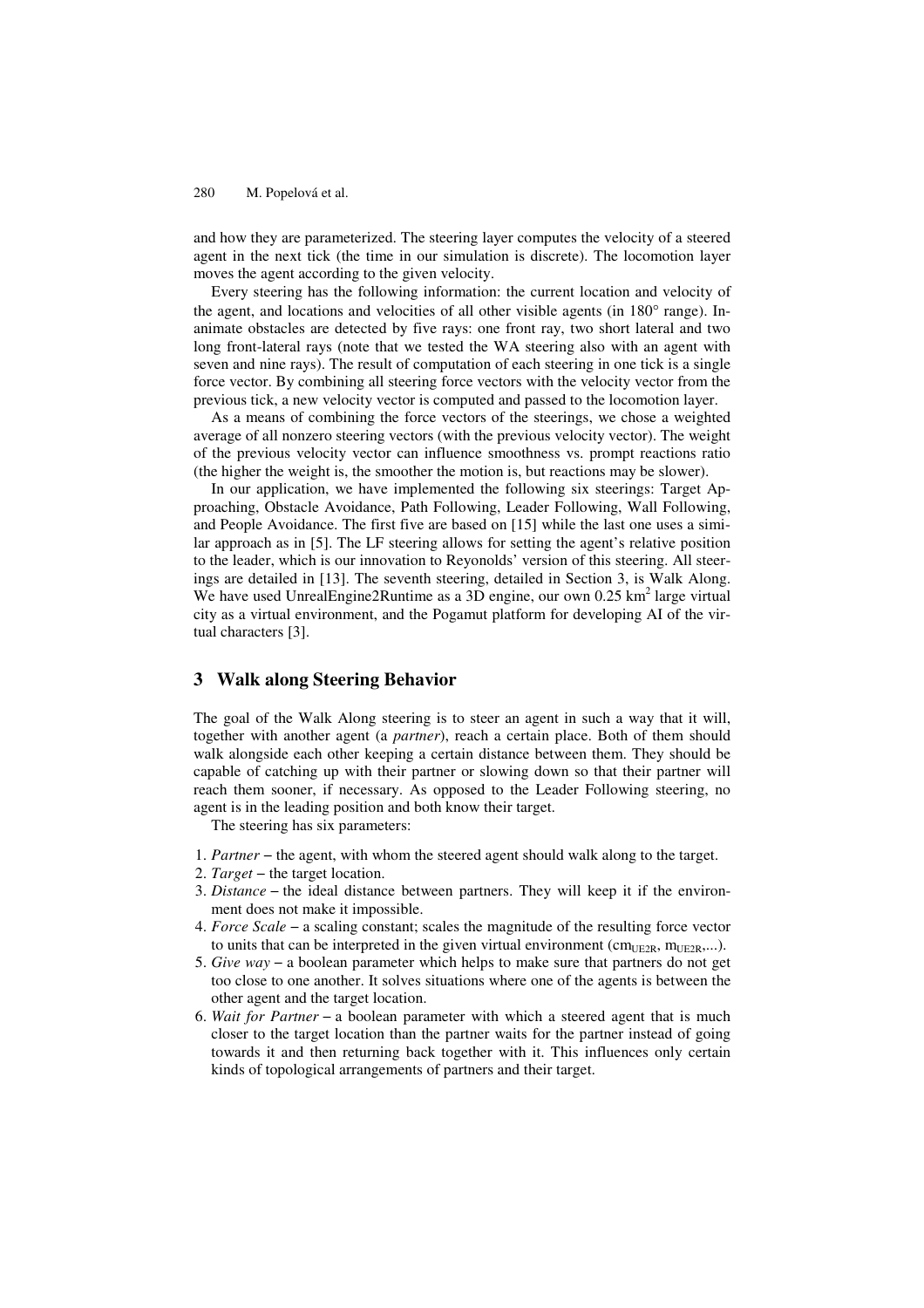and how they are parameterized. The steering layer computes the velocity of a steered agent in the next tick (the time in our simulation is discrete). The locomotion layer moves the agent according to the given velocity.

Every steering has the following information: the current location and velocity of the agent, and locations and velocities of all other visible agents (in 180° range). Inanimate obstacles are detected by five rays: one front ray, two short lateral and two long front-lateral rays (note that we tested the WA steering also with an agent with seven and nine rays). The result of computation of each steering in one tick is a single force vector. By combining all steering force vectors with the velocity vector from the previous tick, a new velocity vector is computed and passed to the locomotion layer.

As a means of combining the force vectors of the steerings, we chose a weighted average of all nonzero steering vectors (with the previous velocity vector). The weight of the previous velocity vector can influence smoothness vs. prompt reactions ratio (the higher the weight is, the smoother the motion is, but reactions may be slower).

In our application, we have implemented the following six steerings: Target Approaching, Obstacle Avoidance, Path Following, Leader Following, Wall Following, and People Avoidance. The first five are based on [15] while the last one uses a similar approach as in [5]. The LF steering allows for setting the agent's relative position to the leader, which is our innovation to Reyonolds' version of this steering. All steerings are detailed in [13]. The seventh steering, detailed in Section 3, is Walk Along. We have used UnrealEngine2Runtime as a 3D engine, our own 0.25 km$^2$ large virtual city as a virtual environment, and the Pogamut platform for developing AI of the virtual characters [3].

## 3 Walk along Steering Behavior

The goal of the Walk Along steering is to steer an agent in such a way that it will, together with another agent (a *partner*), reach a certain place. Both of them should walk alongside each other keeping a certain distance between them. They should be capable of catching up with their partner or slowing down so that their partner will reach them sooner, if necessary. As opposed to the Leader Following steering, no agent is in the leading position and both know their target.

The steering has six parameters:

1. *Partner* – the agent, with whom the steered agent should walk along to the target.
2. *Target* – the target location.
3. *Distance* – the ideal distance between partners. They will keep it if the environment does not make it impossible.
4. *Force Scale* – a scaling constant; scales the magnitude of the resulting force vector to units that can be interpreted in the given virtual environment ($cm_{UE2R}$, $m_{UE2R}$,...).
5. *Give way* – a boolean parameter which helps to make sure that partners do not get too close to one another. It solves situations where one of the agents is between the other agent and the target location.
6. *Wait for Partner* – a boolean parameter with which a steered agent that is much closer to the target location than the partner waits for the partner instead of going towards it and then returning back together with it. This influences only certain kinds of topological arrangements of partners and their target.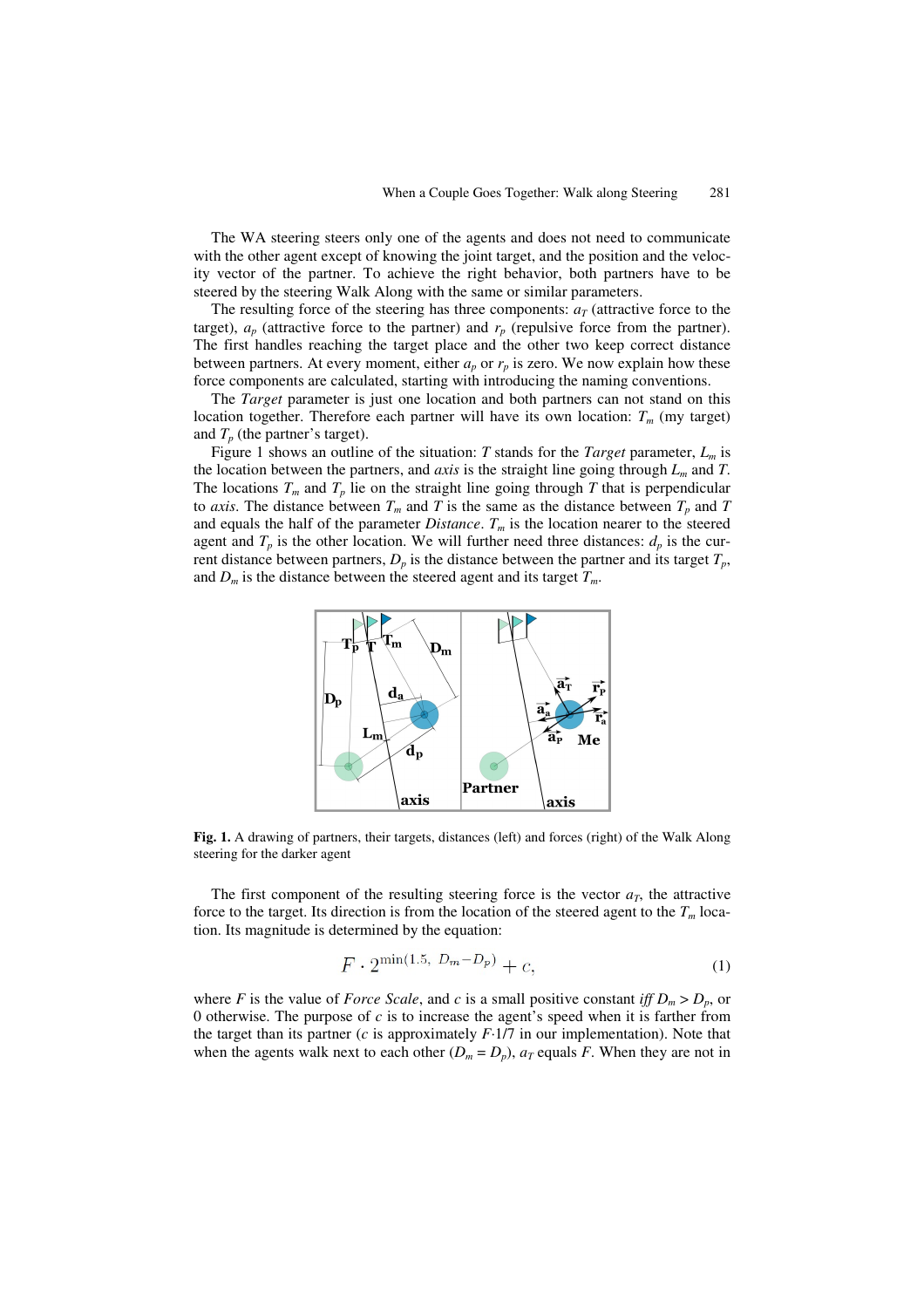The WA steering steers only one of the agents and does not need to communicate with the other agent except of knowing the joint target, and the position and the velocity vector of the partner. To achieve the right behavior, both partners have to be steered by the steering Walk Along with the same or similar parameters.

The resulting force of the steering has three components: $a_T$ (attractive force to the target), $a_p$ (attractive force to the partner) and $r_p$ (repulsive force from the partner). The first handles reaching the target place and the other two keep correct distance between partners. At every moment, either $a_p$ or $r_p$ is zero. We now explain how these force components are calculated, starting with introducing the naming conventions.

The *Target* parameter is just one location and both partners can not stand on this location together. Therefore each partner will have its own location: $T_m$ (my target) and $T_p$ (the partner's target).

Figure 1 shows an outline of the situation: $T$ stands for the *Target* parameter, $L_m$ is the location between the partners, and *axis* is the straight line going through $L_m$ and $T$. The locations $T_m$ and $T_p$ lie on the straight line going through $T$ that is perpendicular to *axis*. The distance between $T_m$ and $T$ is the same as the distance between $T_p$ and $T$ and equals the half of the parameter *Distance*. $T_m$ is the location nearer to the steered agent and $T_p$ is the other location. We will further need three distances: $d_p$ is the current distance between partners, $D_p$ is the distance between the partner and its target $T_p$, and $D_m$ is the distance between the steered agent and its target $T_m$.

**Fig. 1.** A drawing of partners, their targets, distances (left) and forces (right) of the Walk Along steering for the darker agent

The first component of the resulting steering force is the vector $a_T$, the attractive force to the target. Its direction is from the location of the steered agent to the $T_m$ location. Its magnitude is determined by the equation:

$$F \cdot 2^{\min(1.5,\ D_m - D_p)} + c, \tag{1}$$

where $F$ is the value of *Force Scale*, and $c$ is a small positive constant *iff* $D_m > D_p$, or 0 otherwise. The purpose of $c$ is to increase the agent's speed when it is farther from the target than its partner ($c$ is approximately $F \cdot 1/7$ in our implementation). Note that when the agents walk next to each other ($D_m = D_p$), $a_T$ equals $F$. When they are not in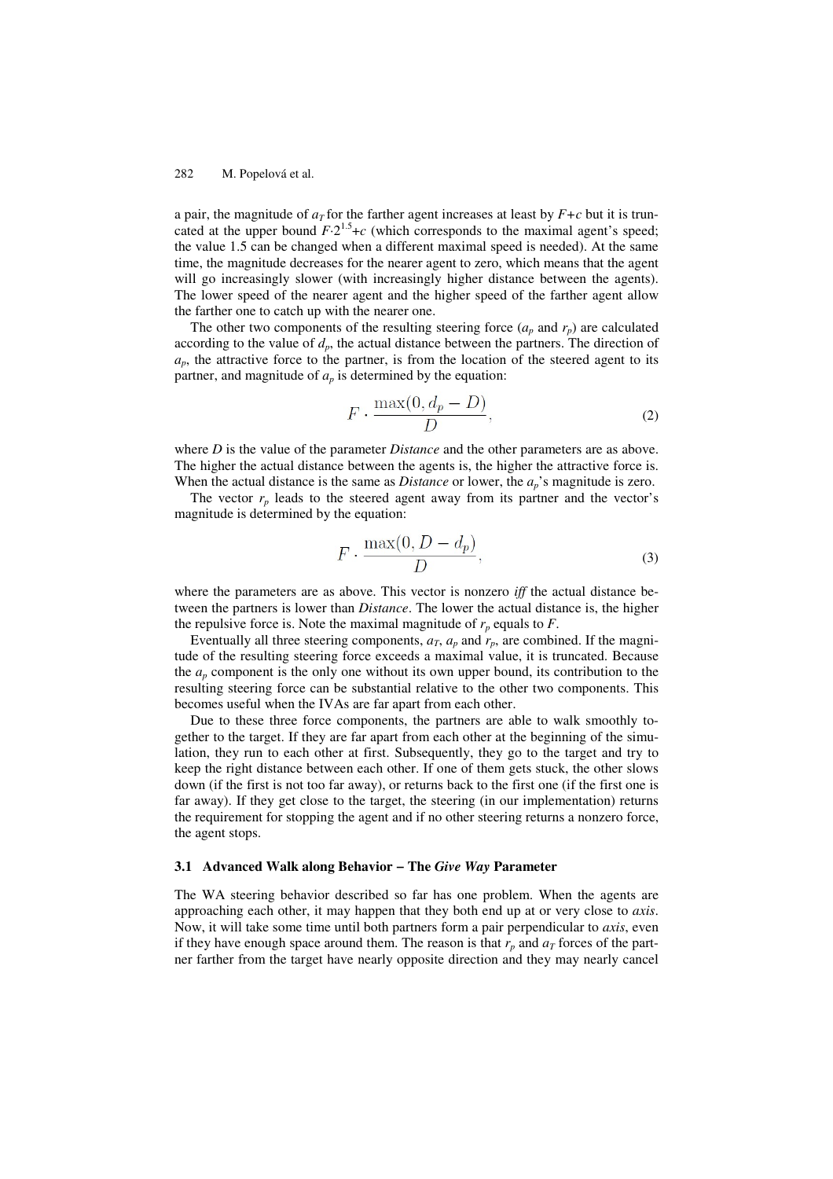a pair, the magnitude of $a_T$ for the farther agent increases at least by $F+c$ but it is truncated at the upper bound $F \cdot 2^{1.5}+c$ (which corresponds to the maximal agent's speed; the value 1.5 can be changed when a different maximal speed is needed). At the same time, the magnitude decreases for the nearer agent to zero, which means that the agent will go increasingly slower (with increasingly higher distance between the agents). The lower speed of the nearer agent and the higher speed of the farther agent allow the farther one to catch up with the nearer one.

The other two components of the resulting steering force ($a_p$ and $r_p$) are calculated according to the value of $d_p$, the actual distance between the partners. The direction of $a_p$, the attractive force to the partner, is from the location of the steered agent to its partner, and magnitude of $a_p$ is determined by the equation:

$$F \cdot \frac{\max(0, d_p - D)}{D}, \tag{2}$$

where $D$ is the value of the parameter *Distance* and the other parameters are as above. The higher the actual distance between the agents is, the higher the attractive force is. When the actual distance is the same as *Distance* or lower, the $a_p$'s magnitude is zero.

The vector $r_p$ leads to the steered agent away from its partner and the vector's magnitude is determined by the equation:

$$F \cdot \frac{\max(0, D - d_p)}{D}, \tag{3}$$

where the parameters are as above. This vector is nonzero *iff* the actual distance between the partners is lower than *Distance*. The lower the actual distance is, the higher the repulsive force is. Note the maximal magnitude of $r_p$ equals to $F$.

Eventually all three steering components, $a_T$, $a_p$ and $r_p$, are combined. If the magnitude of the resulting steering force exceeds a maximal value, it is truncated. Because the $a_p$ component is the only one without its own upper bound, its contribution to the resulting steering force can be substantial relative to the other two components. This becomes useful when the IVAs are far apart from each other.

Due to these three force components, the partners are able to walk smoothly together to the target. If they are far apart from each other at the beginning of the simulation, they run to each other at first. Subsequently, they go to the target and try to keep the right distance between each other. If one of them gets stuck, the other slows down (if the first is not too far away), or returns back to the first one (if the first one is far away). If they get close to the target, the steering (in our implementation) returns the requirement for stopping the agent and if no other steering returns a nonzero force, the agent stops.

### 3.1 Advanced Walk along Behavior – The *Give Way* Parameter

The WA steering behavior described so far has one problem. When the agents are approaching each other, it may happen that they both end up at or very close to *axis*. Now, it will take some time until both partners form a pair perpendicular to *axis*, even if they have enough space around them. The reason is that $r_p$ and $a_T$ forces of the partner farther from the target have nearly opposite direction and they may nearly cancel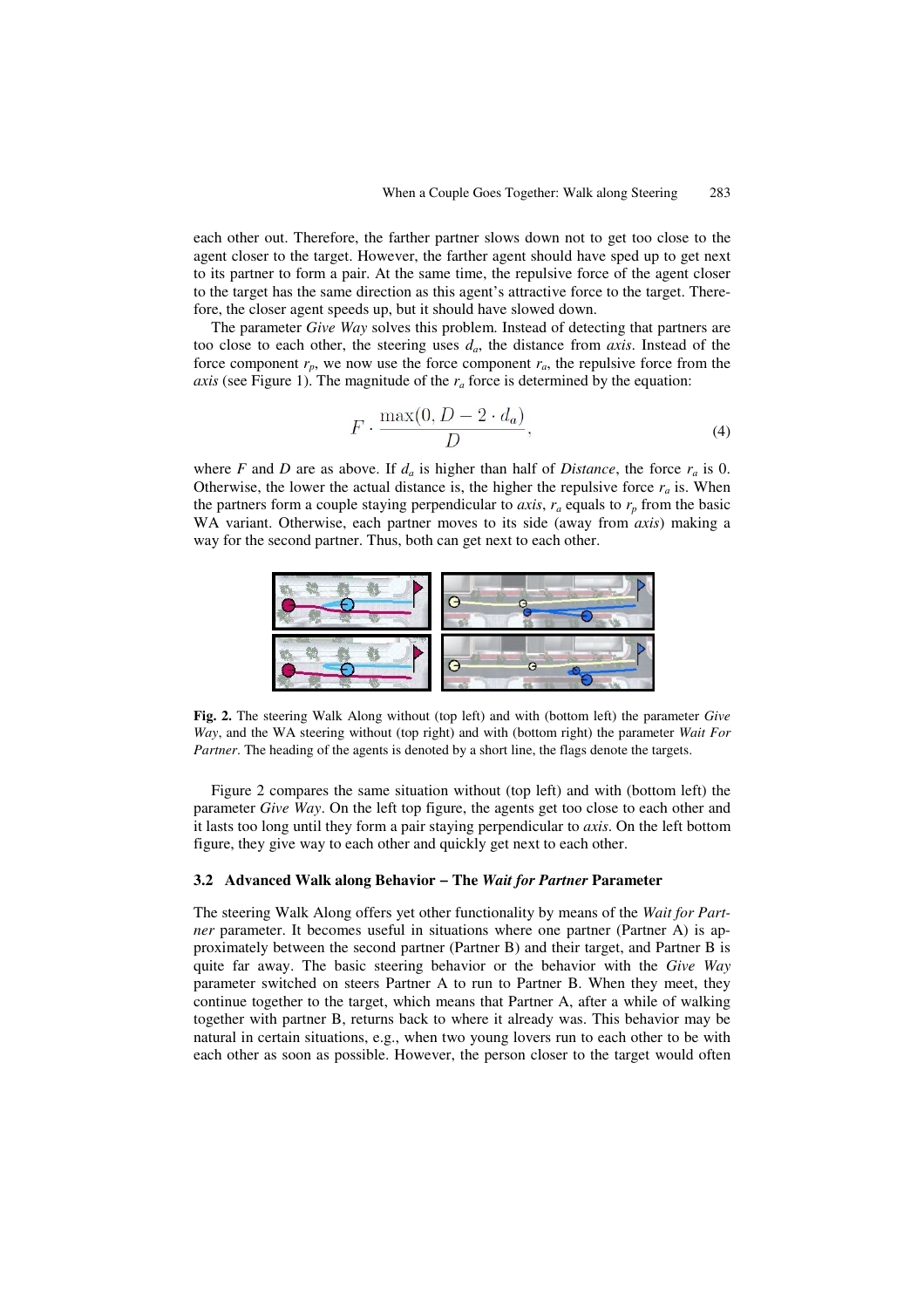each other out. Therefore, the farther partner slows down not to get too close to the agent closer to the target. However, the farther agent should have sped up to get next to its partner to form a pair. At the same time, the repulsive force of the agent closer to the target has the same direction as this agent's attractive force to the target. Therefore, the closer agent speeds up, but it should have slowed down.

The parameter *Give Way* solves this problem. Instead of detecting that partners are too close to each other, the steering uses $d_a$, the distance from *axis*. Instead of the force component $r_p$, we now use the force component $r_a$, the repulsive force from the *axis* (see Figure 1). The magnitude of the $r_a$ force is determined by the equation:

$$F \cdot \frac{\max(0, D - 2 \cdot d_a)}{D}, \tag{4}$$

where $F$ and $D$ are as above. If $d_a$ is higher than half of *Distance*, the force $r_a$ is 0. Otherwise, the lower the actual distance is, the higher the repulsive force $r_a$ is. When the partners form a couple staying perpendicular to *axis*, $r_a$ equals to $r_p$ from the basic WA variant. Otherwise, each partner moves to its side (away from *axis*) making a way for the second partner. Thus, both can get next to each other.

**Fig. 2.** The steering Walk Along without (top left) and with (bottom left) the parameter *Give Way*, and the WA steering without (top right) and with (bottom right) the parameter *Wait For Partner*. The heading of the agents is denoted by a short line, the flags denote the targets.

Figure 2 compares the same situation without (top left) and with (bottom left) the parameter *Give Way*. On the left top figure, the agents get too close to each other and it lasts too long until they form a pair staying perpendicular to *axis*. On the left bottom figure, they give way to each other and quickly get next to each other.

### 3.2 Advanced Walk along Behavior – The *Wait for Partner* Parameter

The steering Walk Along offers yet other functionality by means of the *Wait for Partner* parameter. It becomes useful in situations where one partner (Partner A) is approximately between the second partner (Partner B) and their target, and Partner B is quite far away. The basic steering behavior or the behavior with the *Give Way* parameter switched on steers Partner A to run to Partner B. When they meet, they continue together to the target, which means that Partner A, after a while of walking together with partner B, returns back to where it already was. This behavior may be natural in certain situations, e.g., when two young lovers run to each other to be with each other as soon as possible. However, the person closer to the target would often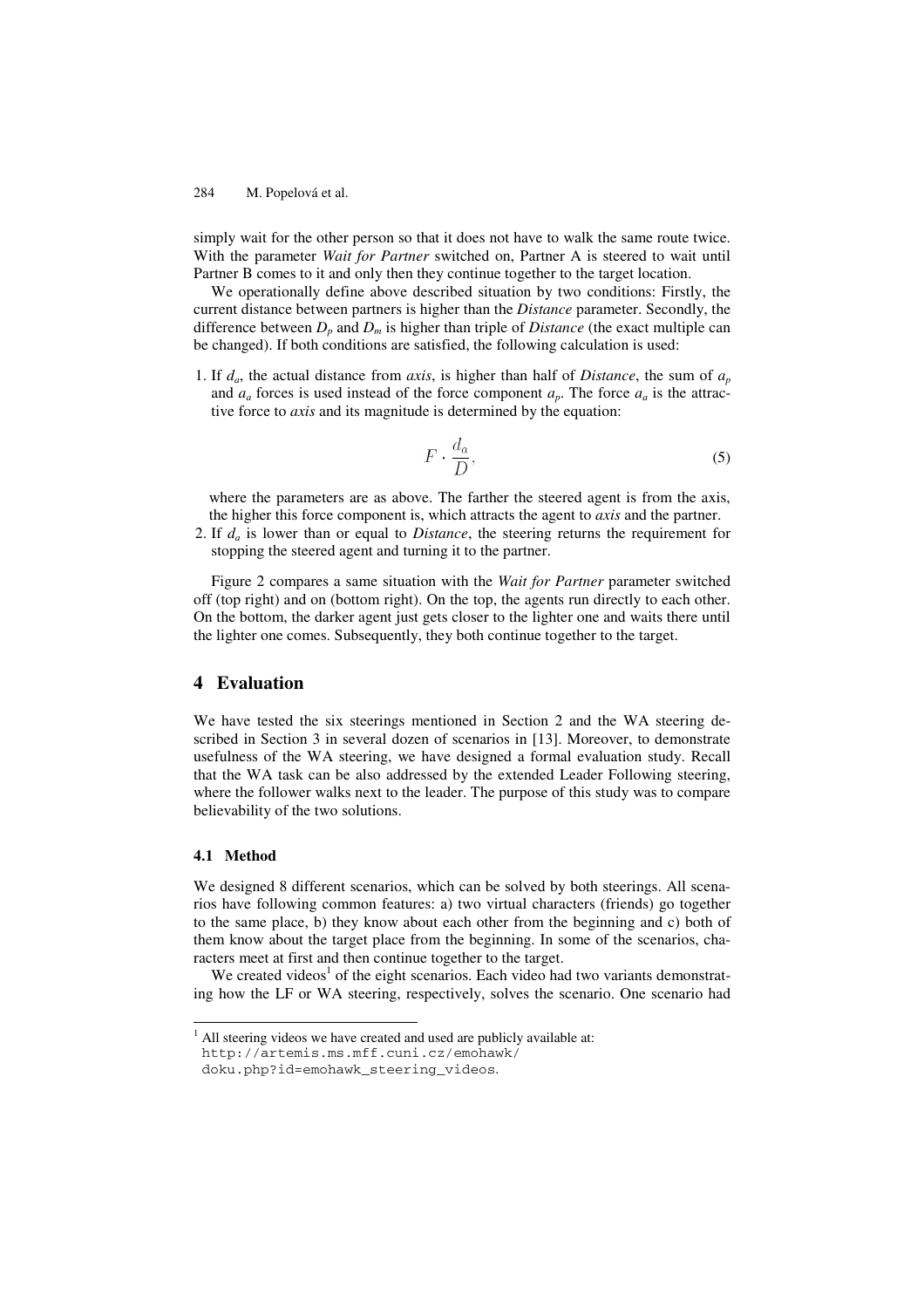simply wait for the other person so that it does not have to walk the same route twice. With the parameter *Wait for Partner* switched on, Partner A is steered to wait until Partner B comes to it and only then they continue together to the target location.

We operationally define above described situation by two conditions: Firstly, the current distance between partners is higher than the *Distance* parameter. Secondly, the difference between $D_p$ and $D_m$ is higher than triple of *Distance* (the exact multiple can be changed). If both conditions are satisfied, the following calculation is used:

1. If $d_a$, the actual distance from *axis*, is higher than half of *Distance*, the sum of $a_p$ and $a_a$ forces is used instead of the force component $a_p$. The force $a_a$ is the attractive force to *axis* and its magnitude is determined by the equation:

$$F \cdot \frac{d_a}{D}, \tag{5}$$

   where the parameters are as above. The farther the steered agent is from the axis, the higher this force component is, which attracts the agent to *axis* and the partner.

2. If $d_a$ is lower than or equal to *Distance*, the steering returns the requirement for stopping the steered agent and turning it to the partner.

Figure 2 compares a same situation with the *Wait for Partner* parameter switched off (top right) and on (bottom right). On the top, the agents run directly to each other. On the bottom, the darker agent just gets closer to the lighter one and waits there until the lighter one comes. Subsequently, they both continue together to the target.

# 4 Evaluation

We have tested the six steerings mentioned in Section 2 and the WA steering described in Section 3 in several dozen of scenarios in [13]. Moreover, to demonstrate usefulness of the WA steering, we have designed a formal evaluation study. Recall that the WA task can be also addressed by the extended Leader Following steering, where the follower walks next to the leader. The purpose of this study was to compare believability of the two solutions.

## 4.1 Method

We designed 8 different scenarios, which can be solved by both steerings. All scenarios have following common features: a) two virtual characters (friends) go together to the same place, b) they know about each other from the beginning and c) both of them know about the target place from the beginning. In some of the scenarios, characters meet at first and then continue together to the target.

We created videos[1] of the eight scenarios. Each video had two variants demonstrating how the LF or WA steering, respectively, solves the scenario. One scenario had

[1] All steering videos we have created and used are publicly available at: http://artemis.ms.mff.cuni.cz/emohawk/doku.php?id=emohawk_steering_videos.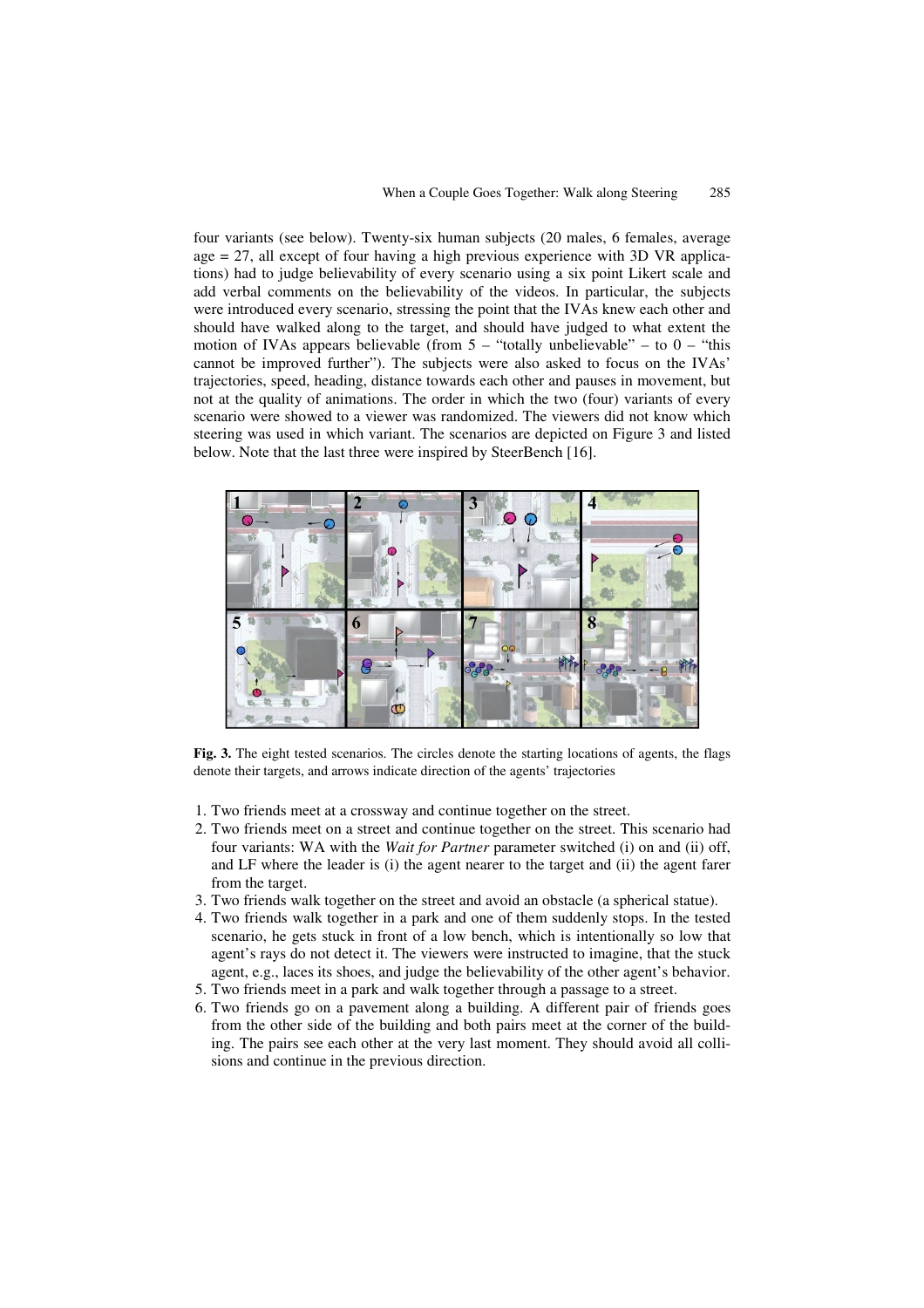four variants (see below). Twenty-six human subjects (20 males, 6 females, average age = 27, all except of four having a high previous experience with 3D VR applications) had to judge believability of every scenario using a six point Likert scale and add verbal comments on the believability of the videos. In particular, the subjects were introduced every scenario, stressing the point that the IVAs knew each other and should have walked along to the target, and should have judged to what extent the motion of IVAs appears believable (from 5 – "totally unbelievable" – to 0 – "this cannot be improved further"). The subjects were also asked to focus on the IVAs' trajectories, speed, heading, distance towards each other and pauses in movement, but not at the quality of animations. The order in which the two (four) variants of every scenario were showed to a viewer was randomized. The viewers did not know which steering was used in which variant. The scenarios are depicted on Figure 3 and listed below. Note that the last three were inspired by SteerBench [16].

**Fig. 3.** The eight tested scenarios. The circles denote the starting locations of agents, the flags denote their targets, and arrows indicate direction of the agents' trajectories

1. Two friends meet at a crossway and continue together on the street.
2. Two friends meet on a street and continue together on the street. This scenario had four variants: WA with the *Wait for Partner* parameter switched (i) on and (ii) off, and LF where the leader is (i) the agent nearer to the target and (ii) the agent farer from the target.
3. Two friends walk together on the street and avoid an obstacle (a spherical statue).
4. Two friends walk together in a park and one of them suddenly stops. In the tested scenario, he gets stuck in front of a low bench, which is intentionally so low that agent's rays do not detect it. The viewers were instructed to imagine, that the stuck agent, e.g., laces its shoes, and judge the believability of the other agent's behavior.
5. Two friends meet in a park and walk together through a passage to a street.
6. Two friends go on a pavement along a building. A different pair of friends goes from the other side of the building and both pairs meet at the corner of the building. The pairs see each other at the very last moment. They should avoid all collisions and continue in the previous direction.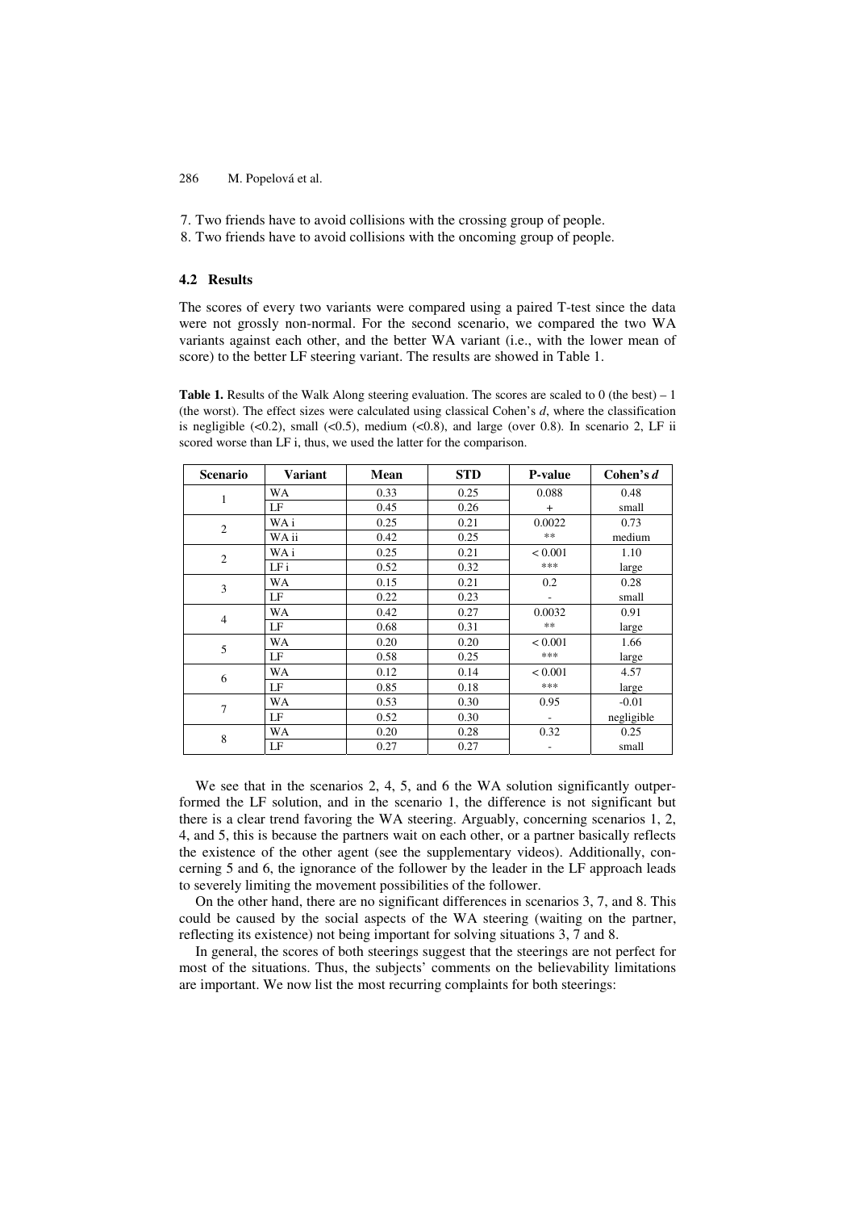7. Two friends have to avoid collisions with the crossing group of people.
8. Two friends have to avoid collisions with the oncoming group of people.

### 4.2 Results

The scores of every two variants were compared using a paired T-test since the data were not grossly non-normal. For the second scenario, we compared the two WA variants against each other, and the better WA variant (i.e., with the lower mean of score) to the better LF steering variant. The results are showed in Table 1.

**Table 1.** Results of the Walk Along steering evaluation. The scores are scaled to 0 (the best) – 1 (the worst). The effect sizes were calculated using classical Cohen's *d*, where the classification is negligible (<0.2), small (<0.5), medium (<0.8), and large (over 0.8). In scenario 2, LF ii scored worse than LF i, thus, we used the latter for the comparison.

| Scenario | Variant | Mean | STD | P-value | Cohen's *d* |
|---|---|---|---|---|---|
| 1 | WA | 0.33 | 0.25 | 0.088 | 0.48 |
| | LF | 0.45 | 0.26 | + | small |
| 2 | WA i | 0.25 | 0.21 | 0.0022 | 0.73 |
| | WA ii | 0.42 | 0.25 | ** | medium |
| 2 | WA i | 0.25 | 0.21 | < 0.001 | 1.10 |
| | LF i | 0.52 | 0.32 | *** | large |
| 3 | WA | 0.15 | 0.21 | 0.2 | 0.28 |
| | LF | 0.22 | 0.23 | - | small |
| 4 | WA | 0.42 | 0.27 | 0.0032 | 0.91 |
| | LF | 0.68 | 0.31 | ** | large |
| 5 | WA | 0.20 | 0.20 | < 0.001 | 1.66 |
| | LF | 0.58 | 0.25 | *** | large |
| 6 | WA | 0.12 | 0.14 | < 0.001 | 4.57 |
| | LF | 0.85 | 0.18 | *** | large |
| 7 | WA | 0.53 | 0.30 | 0.95 | -0.01 |
| | LF | 0.52 | 0.30 | - | negligible |
| 8 | WA | 0.20 | 0.28 | 0.32 | 0.25 |
| | LF | 0.27 | 0.27 | - | small |

We see that in the scenarios 2, 4, 5, and 6 the WA solution significantly outperformed the LF solution, and in the scenario 1, the difference is not significant but there is a clear trend favoring the WA steering. Arguably, concerning scenarios 1, 2, 4, and 5, this is because the partners wait on each other, or a partner basically reflects the existence of the other agent (see the supplementary videos). Additionally, concerning 5 and 6, the ignorance of the follower by the leader in the LF approach leads to severely limiting the movement possibilities of the follower.

On the other hand, there are no significant differences in scenarios 3, 7, and 8. This could be caused by the social aspects of the WA steering (waiting on the partner, reflecting its existence) not being important for solving situations 3, 7 and 8.

In general, the scores of both steerings suggest that the steerings are not perfect for most of the situations. Thus, the subjects' comments on the believability limitations are important. We now list the most recurring complaints for both steerings: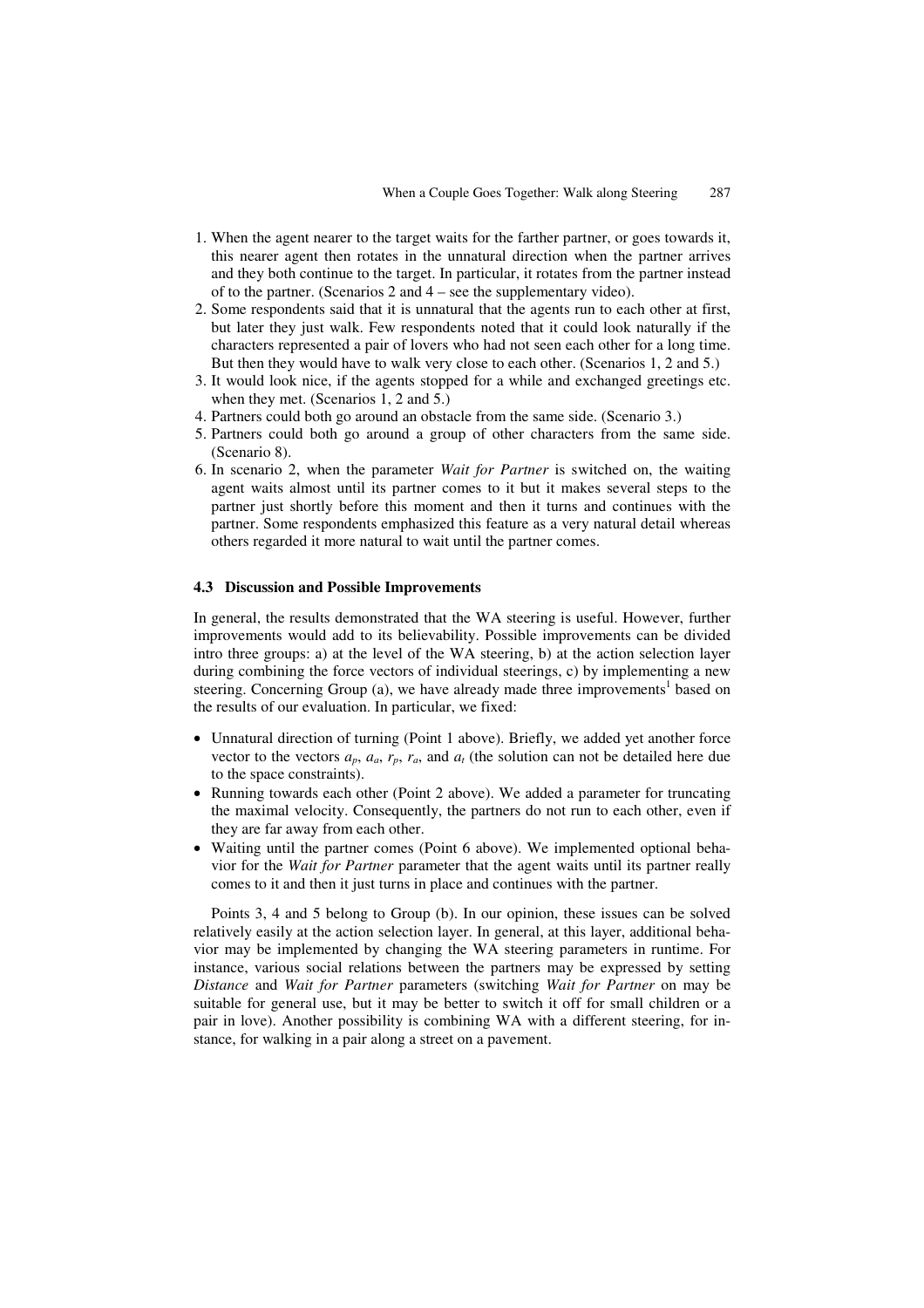1. When the agent nearer to the target waits for the farther partner, or goes towards it, this nearer agent then rotates in the unnatural direction when the partner arrives and they both continue to the target. In particular, it rotates from the partner instead of to the partner. (Scenarios 2 and 4 – see the supplementary video).
2. Some respondents said that it is unnatural that the agents run to each other at first, but later they just walk. Few respondents noted that it could look naturally if the characters represented a pair of lovers who had not seen each other for a long time. But then they would have to walk very close to each other. (Scenarios 1, 2 and 5.)
3. It would look nice, if the agents stopped for a while and exchanged greetings etc. when they met. (Scenarios 1, 2 and 5.)
4. Partners could both go around an obstacle from the same side. (Scenario 3.)
5. Partners could both go around a group of other characters from the same side. (Scenario 8).
6. In scenario 2, when the parameter *Wait for Partner* is switched on, the waiting agent waits almost until its partner comes to it but it makes several steps to the partner just shortly before this moment and then it turns and continues with the partner. Some respondents emphasized this feature as a very natural detail whereas others regarded it more natural to wait until the partner comes.

### 4.3 Discussion and Possible Improvements

In general, the results demonstrated that the WA steering is useful. However, further improvements would add to its believability. Possible improvements can be divided intro three groups: a) at the level of the WA steering, b) at the action selection layer during combining the force vectors of individual steerings, c) by implementing a new steering. Concerning Group (a), we have already made three improvements[1] based on the results of our evaluation. In particular, we fixed:

- Unnatural direction of turning (Point 1 above). Briefly, we added yet another force vector to the vectors $a_p$, $a_a$, $r_p$, $r_a$, and $a_t$ (the solution can not be detailed here due to the space constraints).
- Running towards each other (Point 2 above). We added a parameter for truncating the maximal velocity. Consequently, the partners do not run to each other, even if they are far away from each other.
- Waiting until the partner comes (Point 6 above). We implemented optional behavior for the *Wait for Partner* parameter that the agent waits until its partner really comes to it and then it just turns in place and continues with the partner.

Points 3, 4 and 5 belong to Group (b). In our opinion, these issues can be solved relatively easily at the action selection layer. In general, at this layer, additional behavior may be implemented by changing the WA steering parameters in runtime. For instance, various social relations between the partners may be expressed by setting *Distance* and *Wait for Partner* parameters (switching *Wait for Partner* on may be suitable for general use, but it may be better to switch it off for small children or a pair in love). Another possibility is combining WA with a different steering, for instance, for walking in a pair along a street on a pavement.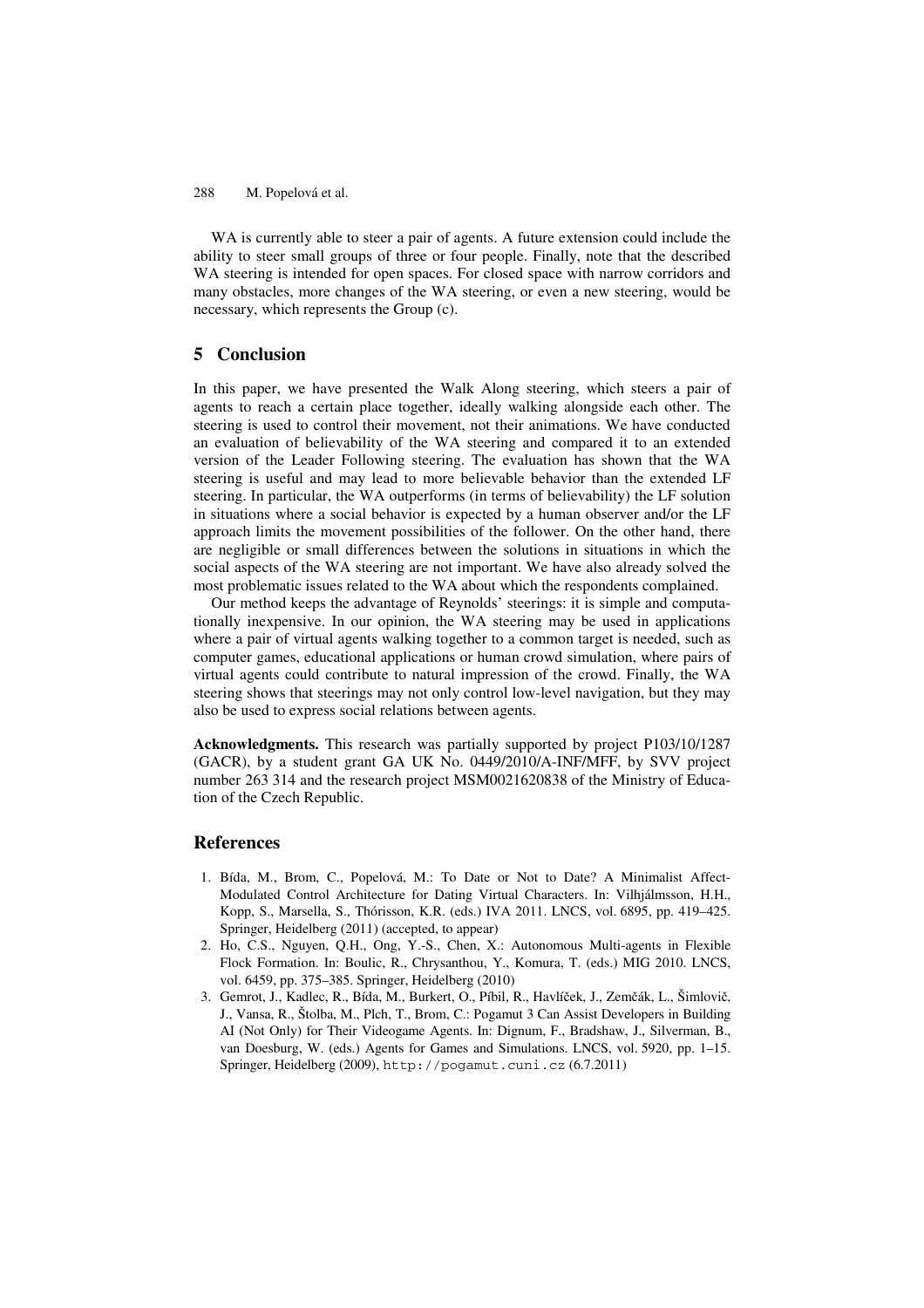WA is currently able to steer a pair of agents. A future extension could include the ability to steer small groups of three or four people. Finally, note that the described WA steering is intended for open spaces. For closed space with narrow corridors and many obstacles, more changes of the WA steering, or even a new steering, would be necessary, which represents the Group (c).

## 5 Conclusion

In this paper, we have presented the Walk Along steering, which steers a pair of agents to reach a certain place together, ideally walking alongside each other. The steering is used to control their movement, not their animations. We have conducted an evaluation of believability of the WA steering and compared it to an extended version of the Leader Following steering. The evaluation has shown that the WA steering is useful and may lead to more believable behavior than the extended LF steering. In particular, the WA outperforms (in terms of believability) the LF solution in situations where a social behavior is expected by a human observer and/or the LF approach limits the movement possibilities of the follower. On the other hand, there are negligible or small differences between the solutions in situations in which the social aspects of the WA steering are not important. We have also already solved the most problematic issues related to the WA about which the respondents complained.

Our method keeps the advantage of Reynolds' steerings: it is simple and computationally inexpensive. In our opinion, the WA steering may be used in applications where a pair of virtual agents walking together to a common target is needed, such as computer games, educational applications or human crowd simulation, where pairs of virtual agents could contribute to natural impression of the crowd. Finally, the WA steering shows that steerings may not only control low-level navigation, but they may also be used to express social relations between agents.

**Acknowledgments.** This research was partially supported by project P103/10/1287 (GACR), by a student grant GA UK No. 0449/2010/A-INF/MFF, by SVV project number 263 314 and the research project MSM0021620838 of the Ministry of Education of the Czech Republic.

## References

1. Bída, M., Brom, C., Popelová, M.: To Date or Not to Date? A Minimalist Affect-Modulated Control Architecture for Dating Virtual Characters. In: Vilhjálmsson, H.H., Kopp, S., Marsella, S., Thórisson, K.R. (eds.) IVA 2011. LNCS, vol. 6895, pp. 419–425. Springer, Heidelberg (2011) (accepted, to appear)
2. Ho, C.S., Nguyen, Q.H., Ong, Y.-S., Chen, X.: Autonomous Multi-agents in Flexible Flock Formation. In: Boulic, R., Chrysanthou, Y., Komura, T. (eds.) MIG 2010. LNCS, vol. 6459, pp. 375–385. Springer, Heidelberg (2010)
3. Gemrot, J., Kadlec, R., Bída, M., Burkert, O., Píbil, R., Havlíček, J., Zemčák, L., Šimlovič, J., Vansa, R., Štolba, M., Plch, T., Brom, C.: Pogamut 3 Can Assist Developers in Building AI (Not Only) for Their Videogame Agents. In: Dignum, F., Bradshaw, J., Silverman, B., van Doesburg, W. (eds.) Agents for Games and Simulations. LNCS, vol. 5920, pp. 1–15. Springer, Heidelberg (2009), `http://pogamut.cuni.cz` (6.7.2011)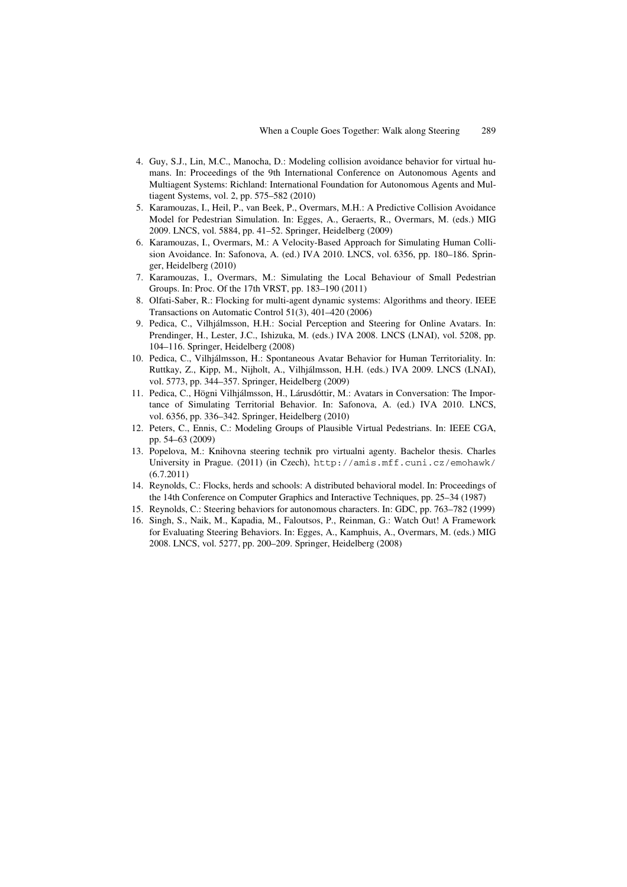4. Guy, S.J., Lin, M.C., Manocha, D.: Modeling collision avoidance behavior for virtual humans. In: Proceedings of the 9th International Conference on Autonomous Agents and Multiagent Systems: Richland: International Foundation for Autonomous Agents and Multiagent Systems, vol. 2, pp. 575–582 (2010)
5. Karamouzas, I., Heil, P., van Beek, P., Overmars, M.H.: A Predictive Collision Avoidance Model for Pedestrian Simulation. In: Egges, A., Geraerts, R., Overmars, M. (eds.) MIG 2009. LNCS, vol. 5884, pp. 41–52. Springer, Heidelberg (2009)
6. Karamouzas, I., Overmars, M.: A Velocity-Based Approach for Simulating Human Collision Avoidance. In: Safonova, A. (ed.) IVA 2010. LNCS, vol. 6356, pp. 180–186. Springer, Heidelberg (2010)
7. Karamouzas, I., Overmars, M.: Simulating the Local Behaviour of Small Pedestrian Groups. In: Proc. Of the 17th VRST, pp. 183–190 (2011)
8. Olfati-Saber, R.: Flocking for multi-agent dynamic systems: Algorithms and theory. IEEE Transactions on Automatic Control 51(3), 401–420 (2006)
9. Pedica, C., Vilhjálmsson, H.H.: Social Perception and Steering for Online Avatars. In: Prendinger, H., Lester, J.C., Ishizuka, M. (eds.) IVA 2008. LNCS (LNAI), vol. 5208, pp. 104–116. Springer, Heidelberg (2008)
10. Pedica, C., Vilhjálmsson, H.: Spontaneous Avatar Behavior for Human Territoriality. In: Ruttkay, Z., Kipp, M., Nijholt, A., Vilhjálmsson, H.H. (eds.) IVA 2009. LNCS (LNAI), vol. 5773, pp. 344–357. Springer, Heidelberg (2009)
11. Pedica, C., Högni Vilhjálmsson, H., Lárusdóttir, M.: Avatars in Conversation: The Importance of Simulating Territorial Behavior. In: Safonova, A. (ed.) IVA 2010. LNCS, vol. 6356, pp. 336–342. Springer, Heidelberg (2010)
12. Peters, C., Ennis, C.: Modeling Groups of Plausible Virtual Pedestrians. In: IEEE CGA, pp. 54–63 (2009)
13. Popelova, M.: Knihovna steering technik pro virtualni agenty. Bachelor thesis. Charles University in Prague. (2011) (in Czech), http://amis.mff.cuni.cz/emohawk/ (6.7.2011)
14. Reynolds, C.: Flocks, herds and schools: A distributed behavioral model. In: Proceedings of the 14th Conference on Computer Graphics and Interactive Techniques, pp. 25–34 (1987)
15. Reynolds, C.: Steering behaviors for autonomous characters. In: GDC, pp. 763–782 (1999)
16. Singh, S., Naik, M., Kapadia, M., Faloutsos, P., Reinman, G.: Watch Out! A Framework for Evaluating Steering Behaviors. In: Egges, A., Kamphuis, A., Overmars, M. (eds.) MIG 2008. LNCS, vol. 5277, pp. 200–209. Springer, Heidelberg (2008)